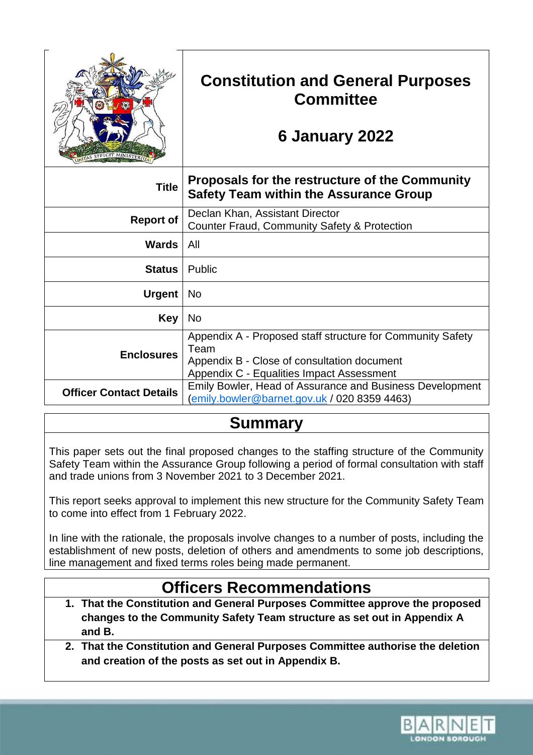# Constitution and General Purposes Committee

## 6 January 2022

| | |
|---|---|
| **Title** | **Proposals for the restructure of the Community Safety Team within the Assurance Group** |
| **Report of** | Declan Khan, Assistant Director<br>Counter Fraud, Community Safety & Protection |
| **Wards** | All |
| **Status** | Public |
| **Urgent** | No |
| **Key** | No |
| **Enclosures** | Appendix A - Proposed staff structure for Community Safety Team<br>Appendix B - Close of consultation document<br>Appendix C - Equalities Impact Assessment |
| **Officer Contact Details** | Emily Bowler, Head of Assurance and Business Development (emily.bowler@barnet.gov.uk / 020 8359 4463) |

## Summary

This paper sets out the final proposed changes to the staffing structure of the Community Safety Team within the Assurance Group following a period of formal consultation with staff and trade unions from 3 November 2021 to 3 December 2021.

This report seeks approval to implement this new structure for the Community Safety Team to come into effect from 1 February 2022.

In line with the rationale, the proposals involve changes to a number of posts, including the establishment of new posts, deletion of others and amendments to some job descriptions, line management and fixed terms roles being made permanent.

## Officers Recommendations

1. **That the Constitution and General Purposes Committee approve the proposed changes to the Community Safety Team structure as set out in Appendix A and B.**
2. **That the Constitution and General Purposes Committee authorise the deletion and creation of the posts as set out in Appendix B.**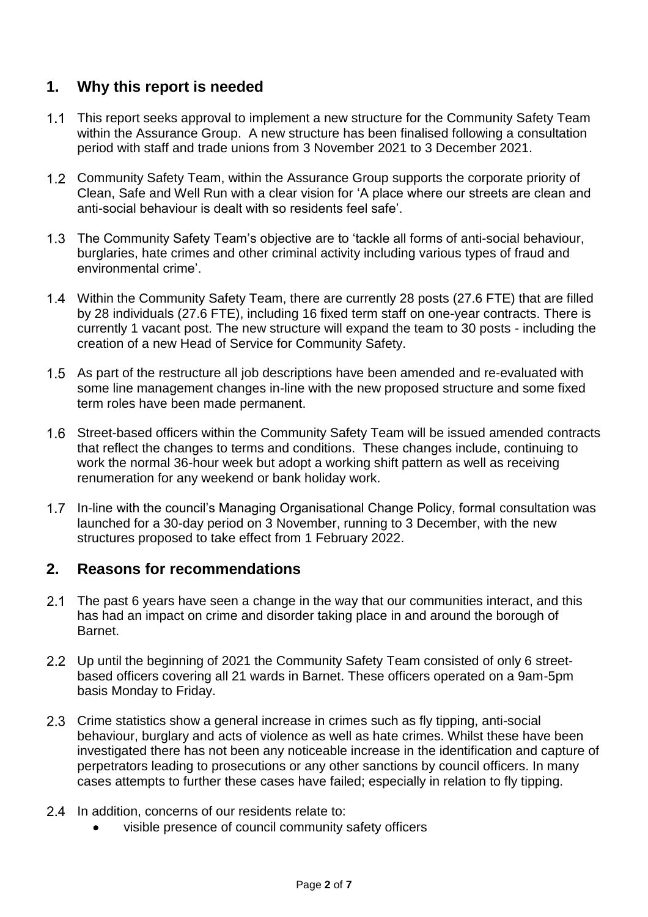## 1. Why this report is needed

1.1 This report seeks approval to implement a new structure for the Community Safety Team within the Assurance Group. A new structure has been finalised following a consultation period with staff and trade unions from 3 November 2021 to 3 December 2021.

1.2 Community Safety Team, within the Assurance Group supports the corporate priority of Clean, Safe and Well Run with a clear vision for 'A place where our streets are clean and anti-social behaviour is dealt with so residents feel safe'.

1.3 The Community Safety Team's objective are to 'tackle all forms of anti-social behaviour, burglaries, hate crimes and other criminal activity including various types of fraud and environmental crime'.

1.4 Within the Community Safety Team, there are currently 28 posts (27.6 FTE) that are filled by 28 individuals (27.6 FTE), including 16 fixed term staff on one-year contracts. There is currently 1 vacant post. The new structure will expand the team to 30 posts - including the creation of a new Head of Service for Community Safety.

1.5 As part of the restructure all job descriptions have been amended and re-evaluated with some line management changes in-line with the new proposed structure and some fixed term roles have been made permanent.

1.6 Street-based officers within the Community Safety Team will be issued amended contracts that reflect the changes to terms and conditions. These changes include, continuing to work the normal 36-hour week but adopt a working shift pattern as well as receiving renumeration for any weekend or bank holiday work.

1.7 In-line with the council's Managing Organisational Change Policy, formal consultation was launched for a 30-day period on 3 November, running to 3 December, with the new structures proposed to take effect from 1 February 2022.

## 2. Reasons for recommendations

2.1 The past 6 years have seen a change in the way that our communities interact, and this has had an impact on crime and disorder taking place in and around the borough of Barnet.

2.2 Up until the beginning of 2021 the Community Safety Team consisted of only 6 street-based officers covering all 21 wards in Barnet. These officers operated on a 9am-5pm basis Monday to Friday.

2.3 Crime statistics show a general increase in crimes such as fly tipping, anti-social behaviour, burglary and acts of violence as well as hate crimes. Whilst these have been investigated there has not been any noticeable increase in the identification and capture of perpetrators leading to prosecutions or any other sanctions by council officers. In many cases attempts to further these cases have failed; especially in relation to fly tipping.

2.4 In addition, concerns of our residents relate to:

- visible presence of council community safety officers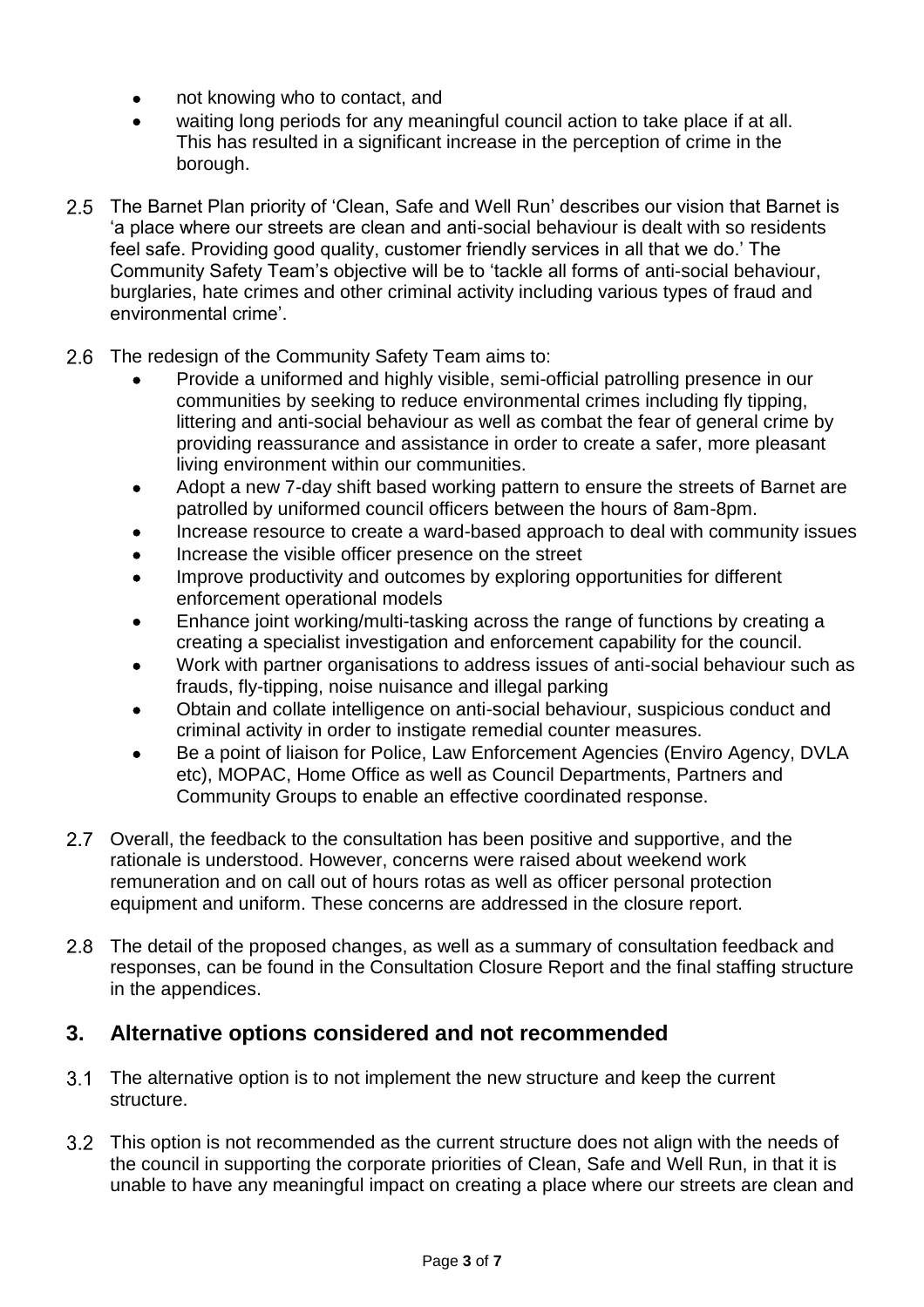- not knowing who to contact, and
- waiting long periods for any meaningful council action to take place if at all. This has resulted in a significant increase in the perception of crime in the borough.

2.5 The Barnet Plan priority of 'Clean, Safe and Well Run' describes our vision that Barnet is 'a place where our streets are clean and anti-social behaviour is dealt with so residents feel safe. Providing good quality, customer friendly services in all that we do.' The Community Safety Team's objective will be to 'tackle all forms of anti-social behaviour, burglaries, hate crimes and other criminal activity including various types of fraud and environmental crime'.

2.6 The redesign of the Community Safety Team aims to:

- Provide a uniformed and highly visible, semi-official patrolling presence in our communities by seeking to reduce environmental crimes including fly tipping, littering and anti-social behaviour as well as combat the fear of general crime by providing reassurance and assistance in order to create a safer, more pleasant living environment within our communities.
- Adopt a new 7-day shift based working pattern to ensure the streets of Barnet are patrolled by uniformed council officers between the hours of 8am-8pm.
- Increase resource to create a ward-based approach to deal with community issues
- Increase the visible officer presence on the street
- Improve productivity and outcomes by exploring opportunities for different enforcement operational models
- Enhance joint working/multi-tasking across the range of functions by creating a creating a specialist investigation and enforcement capability for the council.
- Work with partner organisations to address issues of anti-social behaviour such as frauds, fly-tipping, noise nuisance and illegal parking
- Obtain and collate intelligence on anti-social behaviour, suspicious conduct and criminal activity in order to instigate remedial counter measures.
- Be a point of liaison for Police, Law Enforcement Agencies (Enviro Agency, DVLA etc), MOPAC, Home Office as well as Council Departments, Partners and Community Groups to enable an effective coordinated response.

2.7 Overall, the feedback to the consultation has been positive and supportive, and the rationale is understood. However, concerns were raised about weekend work remuneration and on call out of hours rotas as well as officer personal protection equipment and uniform. These concerns are addressed in the closure report.

2.8 The detail of the proposed changes, as well as a summary of consultation feedback and responses, can be found in the Consultation Closure Report and the final staffing structure in the appendices.

## 3. Alternative options considered and not recommended

3.1 The alternative option is to not implement the new structure and keep the current structure.

3.2 This option is not recommended as the current structure does not align with the needs of the council in supporting the corporate priorities of Clean, Safe and Well Run, in that it is unable to have any meaningful impact on creating a place where our streets are clean and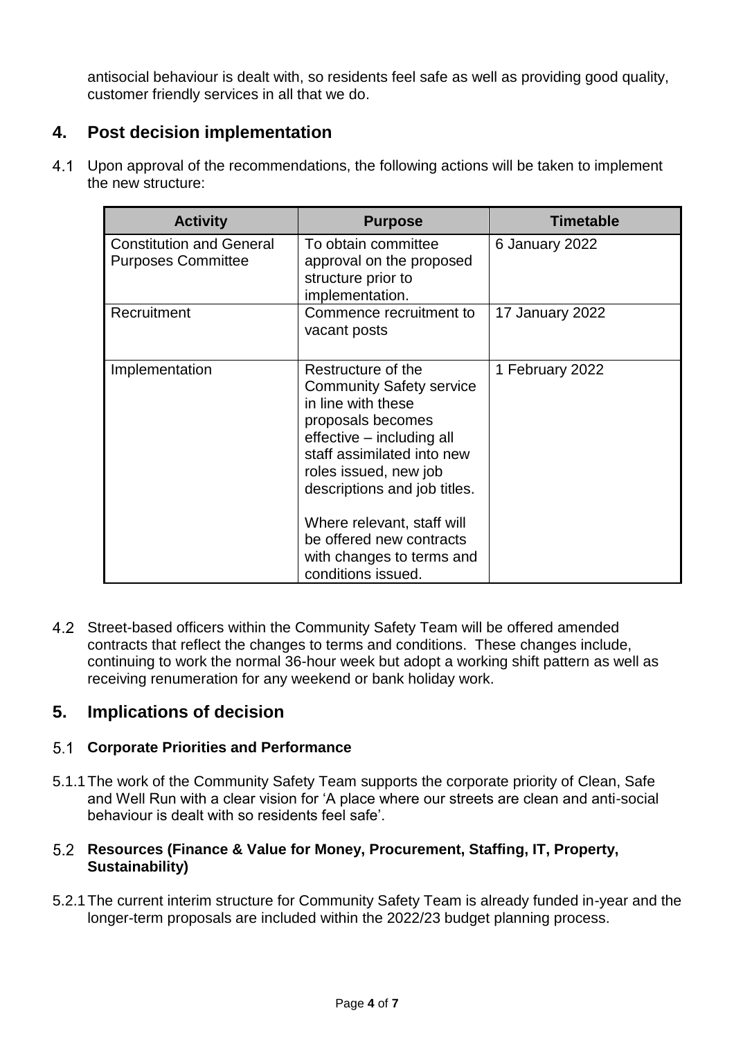antisocial behaviour is dealt with, so residents feel safe as well as providing good quality, customer friendly services in all that we do.

## 4. Post decision implementation

4.1 Upon approval of the recommendations, the following actions will be taken to implement the new structure:

| Activity | Purpose | Timetable |
|---|---|---|
| Constitution and General Purposes Committee | To obtain committee approval on the proposed structure prior to implementation. | 6 January 2022 |
| Recruitment | Commence recruitment to vacant posts | 17 January 2022 |
| Implementation | Restructure of the Community Safety service in line with these proposals becomes effective – including all staff assimilated into new roles issued, new job descriptions and job titles.<br><br>Where relevant, staff will be offered new contracts with changes to terms and conditions issued. | 1 February 2022 |

4.2 Street-based officers within the Community Safety Team will be offered amended contracts that reflect the changes to terms and conditions. These changes include, continuing to work the normal 36-hour week but adopt a working shift pattern as well as receiving renumeration for any weekend or bank holiday work.

## 5. Implications of decision

### 5.1 Corporate Priorities and Performance

5.1.1 The work of the Community Safety Team supports the corporate priority of Clean, Safe and Well Run with a clear vision for 'A place where our streets are clean and anti-social behaviour is dealt with so residents feel safe'.

### 5.2 Resources (Finance & Value for Money, Procurement, Staffing, IT, Property, Sustainability)

5.2.1 The current interim structure for Community Safety Team is already funded in-year and the longer-term proposals are included within the 2022/23 budget planning process.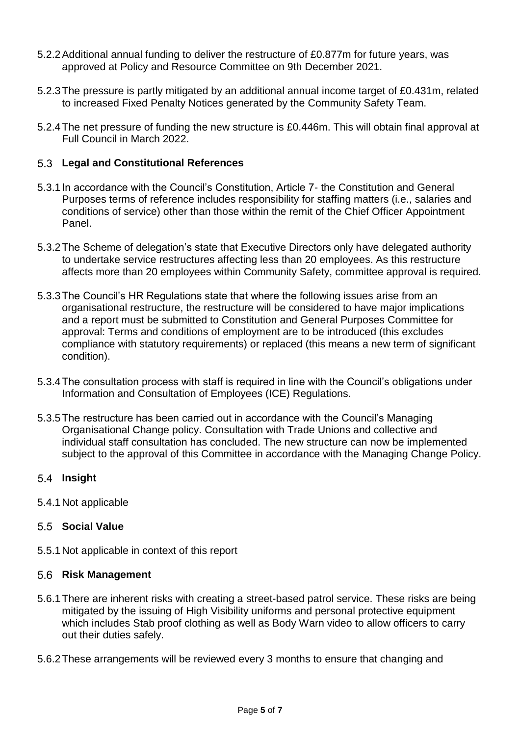5.2.2 Additional annual funding to deliver the restructure of £0.877m for future years, was approved at Policy and Resource Committee on 9th December 2021.

5.2.3 The pressure is partly mitigated by an additional annual income target of £0.431m, related to increased Fixed Penalty Notices generated by the Community Safety Team.

5.2.4 The net pressure of funding the new structure is £0.446m. This will obtain final approval at Full Council in March 2022.

## 5.3 Legal and Constitutional References

5.3.1 In accordance with the Council's Constitution, Article 7- the Constitution and General Purposes terms of reference includes responsibility for staffing matters (i.e., salaries and conditions of service) other than those within the remit of the Chief Officer Appointment Panel.

5.3.2 The Scheme of delegation's state that Executive Directors only have delegated authority to undertake service restructures affecting less than 20 employees. As this restructure affects more than 20 employees within Community Safety, committee approval is required.

5.3.3 The Council's HR Regulations state that where the following issues arise from an organisational restructure, the restructure will be considered to have major implications and a report must be submitted to Constitution and General Purposes Committee for approval: Terms and conditions of employment are to be introduced (this excludes compliance with statutory requirements) or replaced (this means a new term of significant condition).

5.3.4 The consultation process with staff is required in line with the Council's obligations under Information and Consultation of Employees (ICE) Regulations.

5.3.5 The restructure has been carried out in accordance with the Council's Managing Organisational Change policy. Consultation with Trade Unions and collective and individual staff consultation has concluded. The new structure can now be implemented subject to the approval of this Committee in accordance with the Managing Change Policy.

## 5.4 Insight

5.4.1 Not applicable

## 5.5 Social Value

5.5.1 Not applicable in context of this report

## 5.6 Risk Management

5.6.1 There are inherent risks with creating a street-based patrol service. These risks are being mitigated by the issuing of High Visibility uniforms and personal protective equipment which includes Stab proof clothing as well as Body Warn video to allow officers to carry out their duties safely.

5.6.2 These arrangements will be reviewed every 3 months to ensure that changing and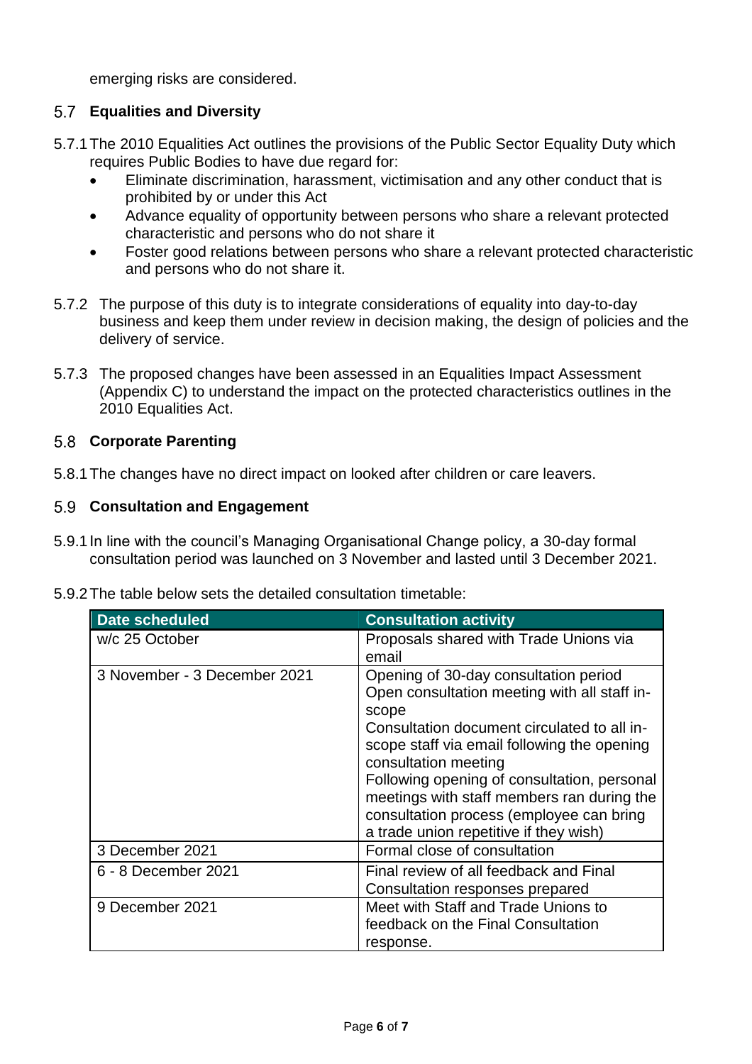emerging risks are considered.

## 5.7 Equalities and Diversity

5.7.1 The 2010 Equalities Act outlines the provisions of the Public Sector Equality Duty which requires Public Bodies to have due regard for:

- Eliminate discrimination, harassment, victimisation and any other conduct that is prohibited by or under this Act
- Advance equality of opportunity between persons who share a relevant protected characteristic and persons who do not share it
- Foster good relations between persons who share a relevant protected characteristic and persons who do not share it.

5.7.2 The purpose of this duty is to integrate considerations of equality into day-to-day business and keep them under review in decision making, the design of policies and the delivery of service.

5.7.3 The proposed changes have been assessed in an Equalities Impact Assessment (Appendix C) to understand the impact on the protected characteristics outlines in the 2010 Equalities Act.

## 5.8 Corporate Parenting

5.8.1 The changes have no direct impact on looked after children or care leavers.

## 5.9 Consultation and Engagement

5.9.1 In line with the council's Managing Organisational Change policy, a 30-day formal consultation period was launched on 3 November and lasted until 3 December 2021.

5.9.2 The table below sets the detailed consultation timetable:

| Date scheduled | Consultation activity |
|---|---|
| w/c 25 October | Proposals shared with Trade Unions via email |
| 3 November - 3 December 2021 | Opening of 30-day consultation period<br>Open consultation meeting with all staff in-scope<br>Consultation document circulated to all in-scope staff via email following the opening consultation meeting<br>Following opening of consultation, personal meetings with staff members ran during the consultation process (employee can bring a trade union repetitive if they wish) |
| 3 December 2021 | Formal close of consultation |
| 6 - 8 December 2021 | Final review of all feedback and Final Consultation responses prepared |
| 9 December 2021 | Meet with Staff and Trade Unions to feedback on the Final Consultation response. |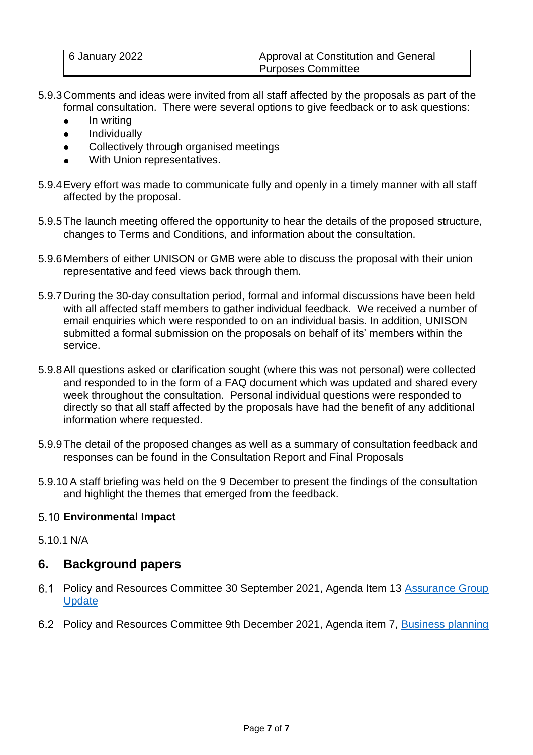| | |
|---|---|
| 6 January 2022 | Approval at Constitution and General Purposes Committee |

5.9.3 Comments and ideas were invited from all staff affected by the proposals as part of the formal consultation. There were several options to give feedback or to ask questions:

- In writing
- Individually
- Collectively through organised meetings
- With Union representatives.

5.9.4 Every effort was made to communicate fully and openly in a timely manner with all staff affected by the proposal.

5.9.5 The launch meeting offered the opportunity to hear the details of the proposed structure, changes to Terms and Conditions, and information about the consultation.

5.9.6 Members of either UNISON or GMB were able to discuss the proposal with their union representative and feed views back through them.

5.9.7 During the 30-day consultation period, formal and informal discussions have been held with all affected staff members to gather individual feedback. We received a number of email enquiries which were responded to on an individual basis. In addition, UNISON submitted a formal submission on the proposals on behalf of its' members within the service.

5.9.8 All questions asked or clarification sought (where this was not personal) were collected and responded to in the form of a FAQ document which was updated and shared every week throughout the consultation. Personal individual questions were responded to directly so that all staff affected by the proposals have had the benefit of any additional information where requested.

5.9.9 The detail of the proposed changes as well as a summary of consultation feedback and responses can be found in the Consultation Report and Final Proposals

5.9.10 A staff briefing was held on the 9 December to present the findings of the consultation and highlight the themes that emerged from the feedback.

### 5.10 Environmental Impact

5.10.1 N/A

## 6. Background papers

6.1 Policy and Resources Committee 30 September 2021, Agenda Item 13 [Assurance Group Update]

6.2 Policy and Resources Committee 9th December 2021, Agenda item 7, [Business planning]